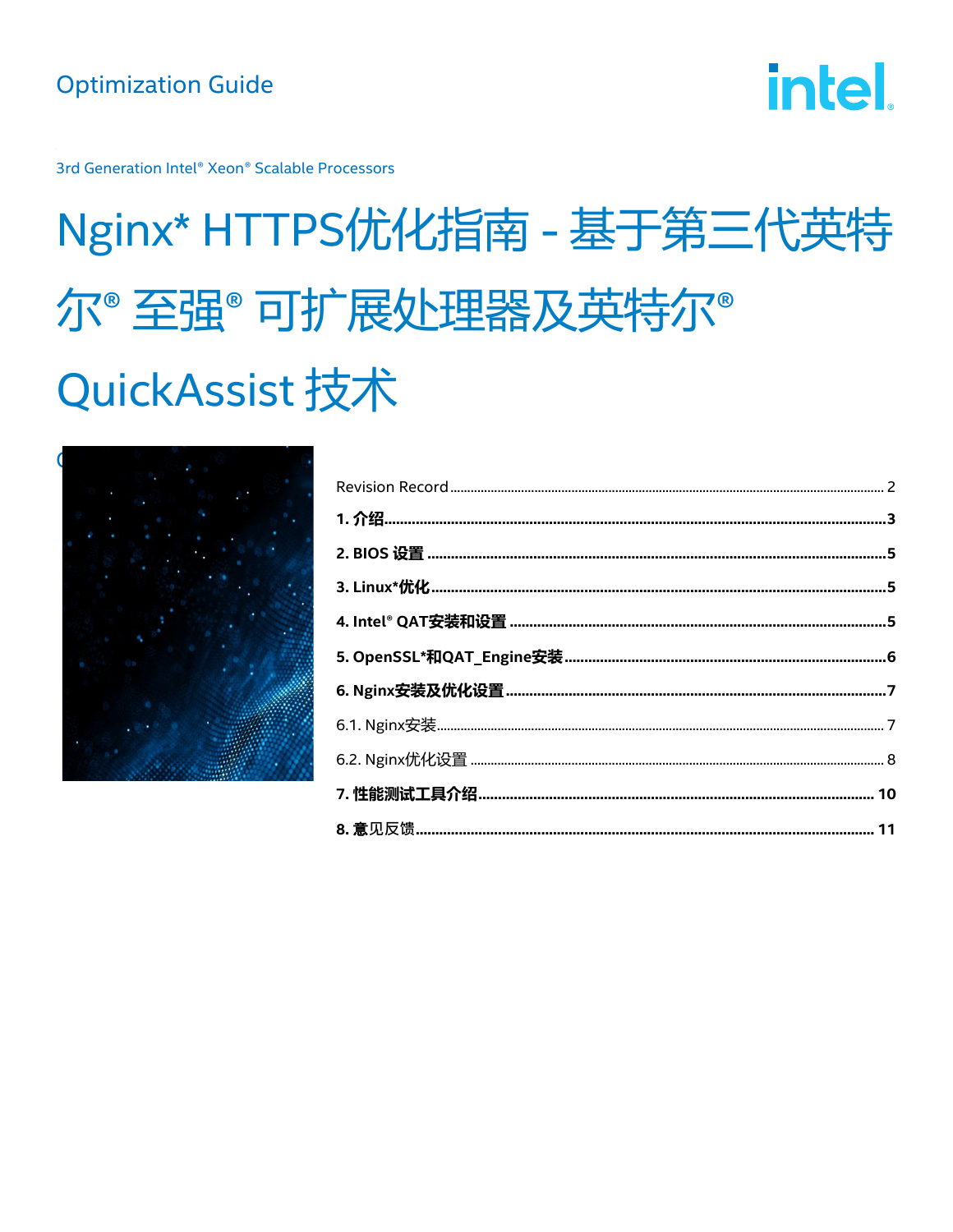Optimization Guide

3rd Generation Intel® Xeon® Scalable Processors

# Nginx* HTTPS优化指南 - 基于第三代英特尔® 至强® 可扩展处理器及英特尔® QuickAssist 技术

Revision Record ........................................................ 2

**1. 介绍** ........................................................ **3**

**2. BIOS 设置** ........................................................ **5**

**3. Linux*优化** ........................................................ **5**

**4. Intel® QAT安装和设置** ........................................................ **5**

**5. OpenSSL*和QAT_Engine安装** ........................................................ **6**

**6. Nginx安装及优化设置** ........................................................ **7**

6.1. Nginx安装 ........................................................ 7

6.2. Nginx优化设置 ........................................................ 8

**7. 性能测试工具介绍** ........................................................ **10**

**8. 意见反馈** ........................................................ **11**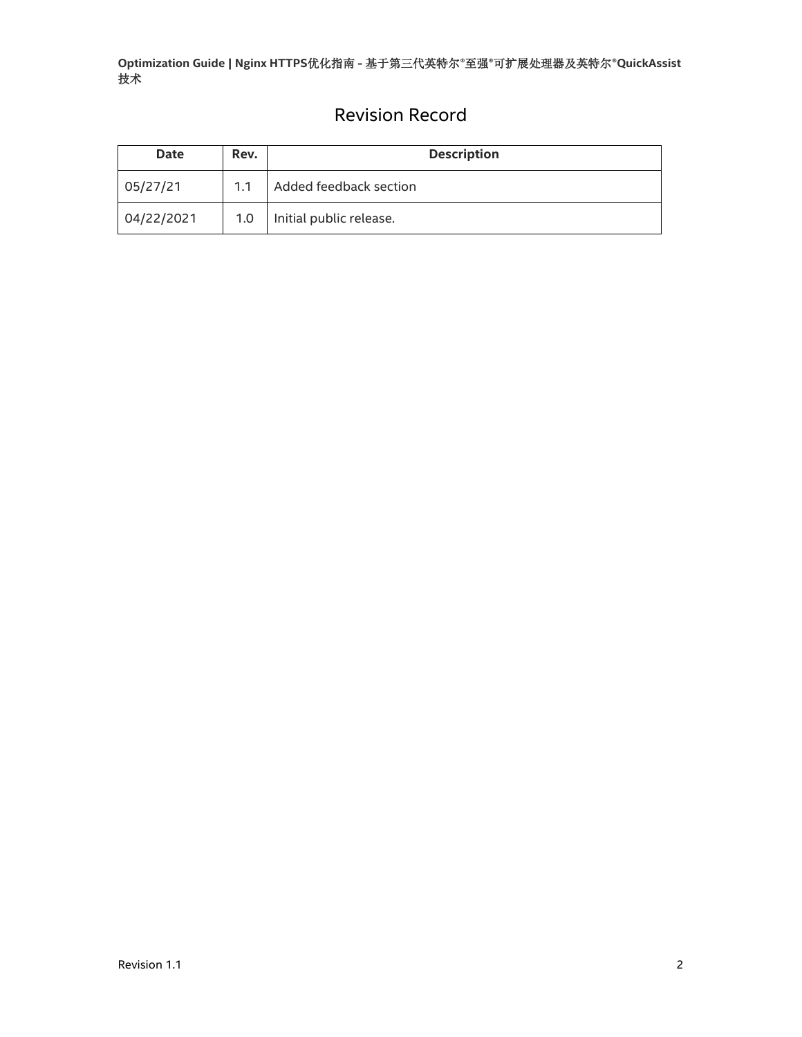# Revision Record

| Date | Rev. | Description |
|---|---|---|
| 05/27/21 | 1.1 | Added feedback section |
| 04/22/2021 | 1.0 | Initial public release. |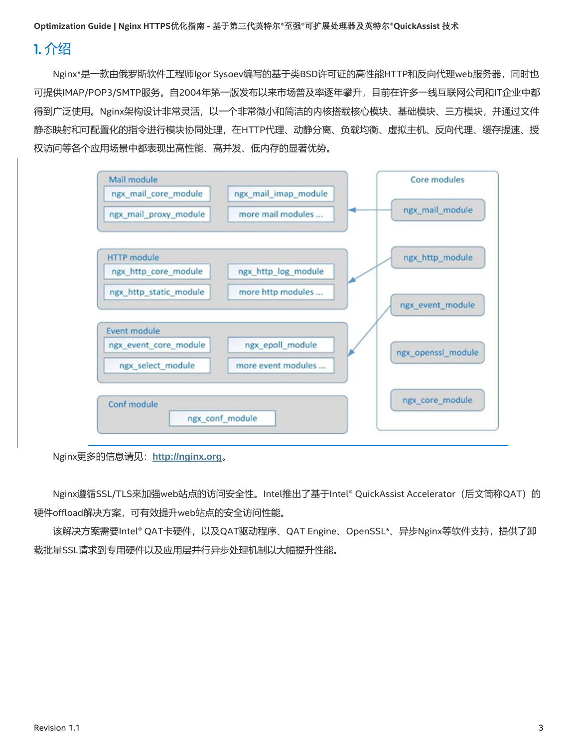# 1. 介绍

Nginx*是一款由俄罗斯软件工程师Igor Sysoev编写的基于类BSD许可证的高性能HTTP和反向代理web服务器，同时也可提供IMAP/POP3/SMTP服务。自2004年第一版发布以来市场普及率逐年攀升，目前在许多一线互联网公司和IT企业中都得到广泛使用。Nginx架构设计非常灵活，以一个非常微小和简洁的内核搭载核心模块、基础模块、三方模块，并通过文件静态映射和可配置化的指令进行模块协同处理，在HTTP代理、动静分离、负载均衡、虚拟主机、反向代理、缓存提速、授权访问等各个应用场景中都表现出高性能、高并发、低内存的显著优势。

Nginx更多的信息请见：http://nginx.org。

Nginx遵循SSL/TLS来加强web站点的访问安全性。Intel推出了基于Intel® QuickAssist Accelerator（后文简称QAT）的硬件offload解决方案，可有效提升web站点的安全访问性能。

该解决方案需要Intel® QAT卡硬件，以及QAT驱动程序、QAT Engine、OpenSSL*、异步Nginx等软件支持，提供了卸载批量SSL请求到专用硬件以及应用层并行异步处理机制以大幅提升性能。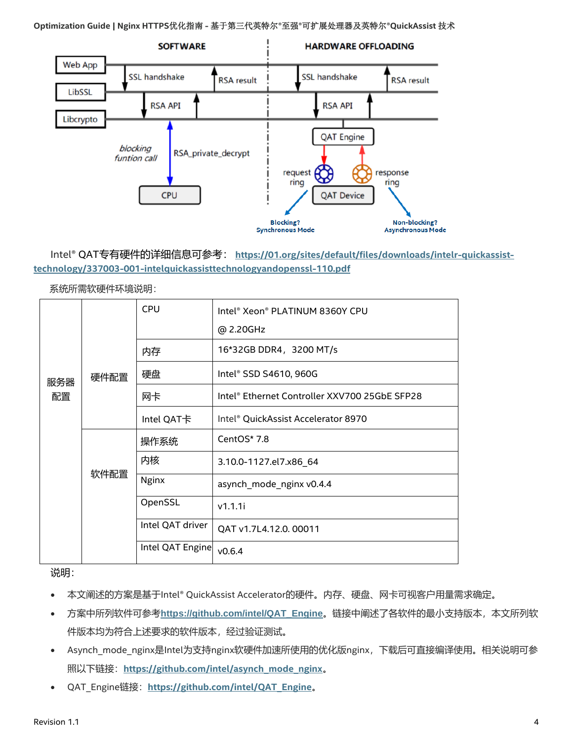Intel® QAT专有硬件的详细信息可参考：[https://01.org/sites/default/files/downloads/intelr-quickassist-technology/337003-001-intelquickassisttechnologyandopenssl-110.pdf](https://01.org/sites/default/files/downloads/intelr-quickassist-technology/337003-001-intelquickassisttechnologyandopenssl-110.pdf)

系统所需软硬件环境说明：

| | | | |
|---|---|---|---|
| 服务器配置 | 硬件配置 | CPU | Intel® Xeon® PLATINUM 8360Y CPU @ 2.20GHz |
| | | 内存 | 16*32GB DDR4，3200 MT/s |
| | | 硬盘 | Intel® SSD S4610, 960G |
| | | 网卡 | Intel® Ethernet Controller XXV700 25GbE SFP28 |
| | | Intel QAT卡 | Intel® QuickAssist Accelerator 8970 |
| | 软件配置 | 操作系统 | CentOS* 7.8 |
| | | 内核 | 3.10.0-1127.el7.x86_64 |
| | | Nginx | asynch_mode_nginx v0.4.4 |
| | | OpenSSL | v1.1.1i |
| | | Intel QAT driver | QAT v1.7L4.12.0. 00011 |
| | | Intel QAT Engine | v0.6.4 |

说明：

- 本文阐述的方案是基于Intel® QuickAssist Accelerator的硬件。内存、硬盘、网卡可视客户用量需求确定。
- 方案中所列软件可参考[https://github.com/intel/QAT_Engine](https://github.com/intel/QAT_Engine)。链接中阐述了各软件的最小支持版本，本文所列软件版本均为符合上述要求的软件版本，经过验证测试。
- Asynch_mode_nginx是Intel为支持nginx软硬件加速所使用的优化版nginx，下载后可直接编译使用。相关说明可参照以下链接：[https://github.com/intel/asynch_mode_nginx](https://github.com/intel/asynch_mode_nginx)。
- QAT_Engine链接：[https://github.com/intel/QAT_Engine](https://github.com/intel/QAT_Engine)。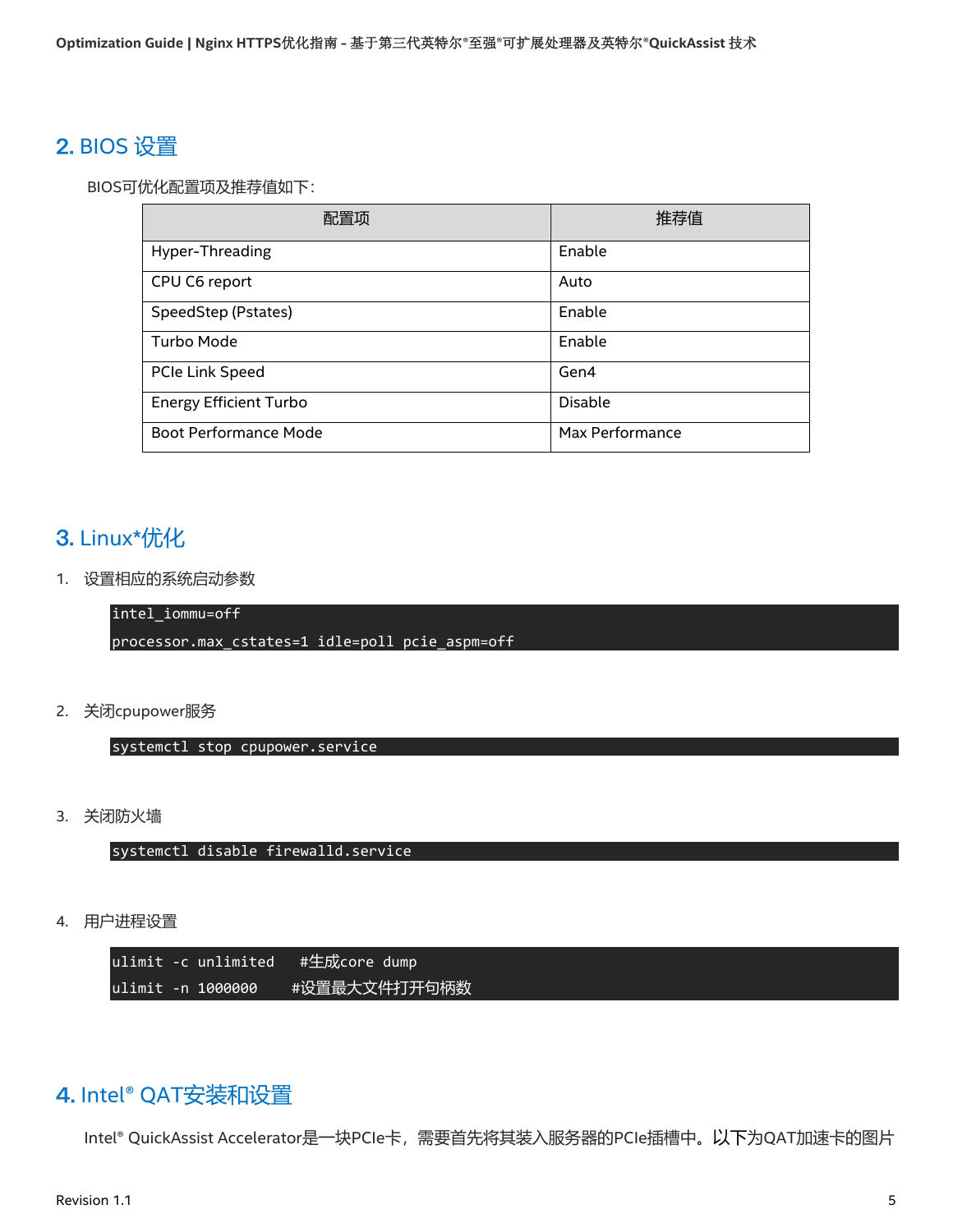## 2. BIOS 设置

BIOS可优化配置项及推荐值如下：

| 配置项 | 推荐值 |
|---|---|
| Hyper-Threading | Enable |
| CPU C6 report | Auto |
| SpeedStep (Pstates) | Enable |
| Turbo Mode | Enable |
| PCIe Link Speed | Gen4 |
| Energy Efficient Turbo | Disable |
| Boot Performance Mode | Max Performance |

## 3. Linux*优化

1. 设置相应的系统启动参数

```
intel_iommu=off
processor.max_cstates=1 idle=poll pcie_aspm=off
```

2. 关闭cpupower服务

```
systemctl stop cpupower.service
```

3. 关闭防火墙

```
systemctl disable firewalld.service
```

4. 用户进程设置

```
ulimit -c unlimited   #生成core dump
ulimit -n 1000000    #设置最大文件打开句柄数
```

## 4. Intel® QAT安装和设置

Intel® QuickAssist Accelerator是一块PCIe卡，需要首先将其装入服务器的PCIe插槽中。以下为QAT加速卡的图片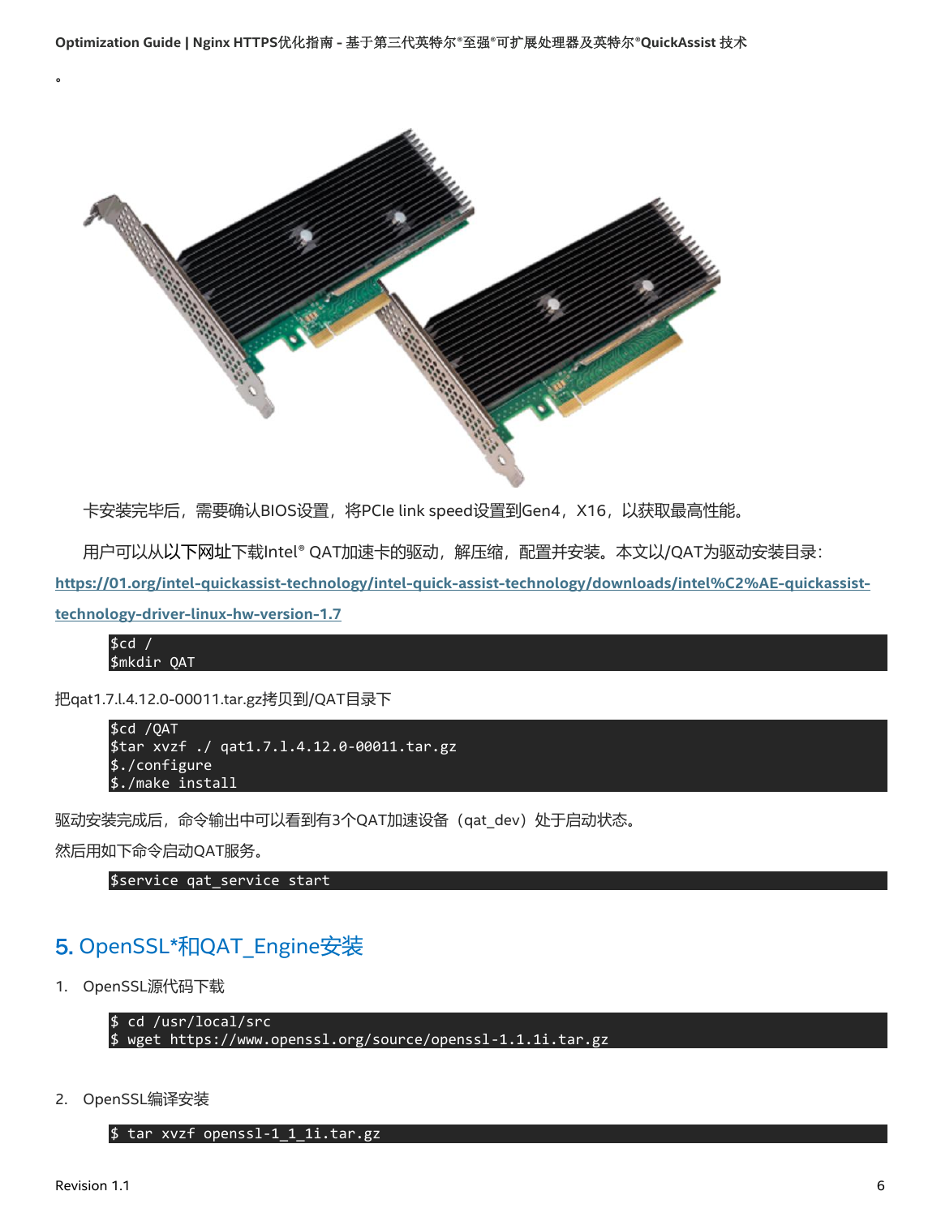。

卡安装完毕后，需要确认BIOS设置，将PCIe link speed设置到Gen4，X16，以获取最高性能。

用户可以从以下网址下载Intel® QAT加速卡的驱动，解压缩，配置并安装。本文以/QAT为驱动安装目录：

https://01.org/intel-quickassist-technology/intel-quick-assist-technology/downloads/intel%C2%AE-quickassist-technology-driver-linux-hw-version-1.7

```
$cd /
$mkdir QAT
```

把qat1.7.l.4.12.0-00011.tar.gz拷贝到/QAT目录下

```
$cd /QAT
$tar xvzf ./ qat1.7.l.4.12.0-00011.tar.gz
$./configure
$./make install
```

驱动安装完成后，命令输出中可以看到有3个QAT加速设备（qat_dev）处于启动状态。

然后用如下命令启动QAT服务。

```
$service qat_service start
```

## 5. OpenSSL*和QAT_Engine安装

1. OpenSSL源代码下载

```
$ cd /usr/local/src
$ wget https://www.openssl.org/source/openssl-1.1.1i.tar.gz
```

2. OpenSSL编译安装

```
$ tar xvzf openssl-1_1_1i.tar.gz
```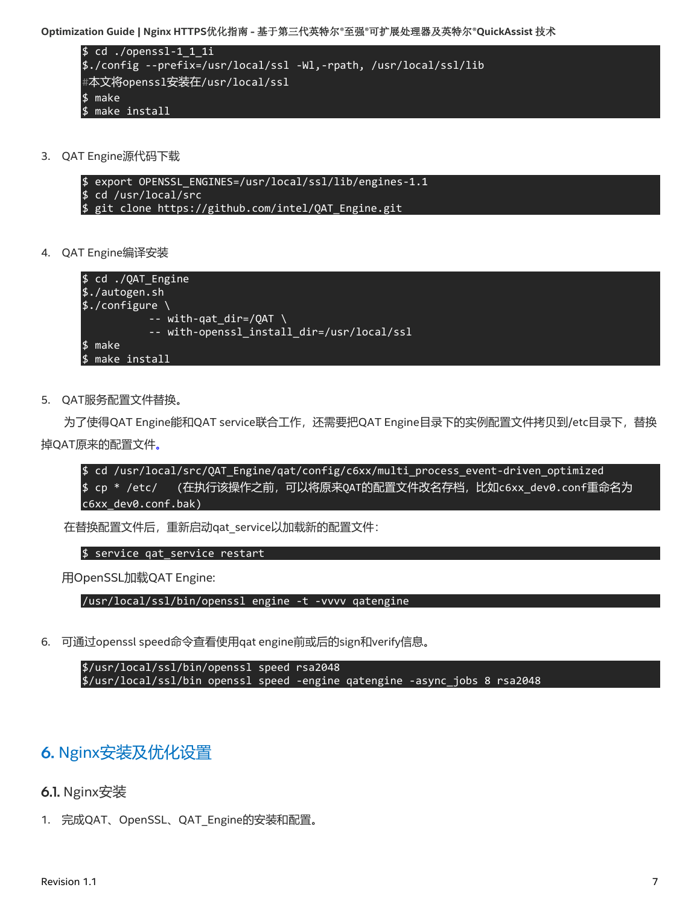```
$ cd ./openssl-1_1_1i
$./config --prefix=/usr/local/ssl -Wl,-rpath, /usr/local/ssl/lib
#本文将openssl安装在/usr/local/ssl
$ make
$ make install
```

3. QAT Engine源代码下载

```
$ export OPENSSL_ENGINES=/usr/local/ssl/lib/engines-1.1
$ cd /usr/local/src
$ git clone https://github.com/intel/QAT_Engine.git
```

4. QAT Engine编译安装

```
$ cd ./QAT_Engine
$./autogen.sh
$./configure \
          -- with-qat_dir=/QAT \
          -- with-openssl_install_dir=/usr/local/ssl
$ make
$ make install
```

5. QAT服务配置文件替换。

为了使得QAT Engine能和QAT service联合工作，还需要把QAT Engine目录下的实例配置文件拷贝到/etc目录下，替换掉QAT原来的配置文件。

```
$ cd /usr/local/src/QAT_Engine/qat/config/c6xx/multi_process_event-driven_optimized
$ cp * /etc/   (在执行该操作之前，可以将原来QAT的配置文件改名存档，比如c6xx_dev0.conf重命名为c6xx_dev0.conf.bak)
```

在替换配置文件后，重新启动qat_service以加载新的配置文件：

```
$ service qat_service restart
```

用OpenSSL加载QAT Engine:

```
/usr/local/ssl/bin/openssl engine -t -vvvv qatengine
```

6. 可通过openssl speed命令查看使用qat engine前或后的sign和verify信息。

```
$/usr/local/ssl/bin/openssl speed rsa2048
$/usr/local/ssl/bin openssl speed -engine qatengine -async_jobs 8 rsa2048
```

# 6. Nginx安装及优化设置

## 6.1. Nginx安装

1. 完成QAT、OpenSSL、QAT_Engine的安装和配置。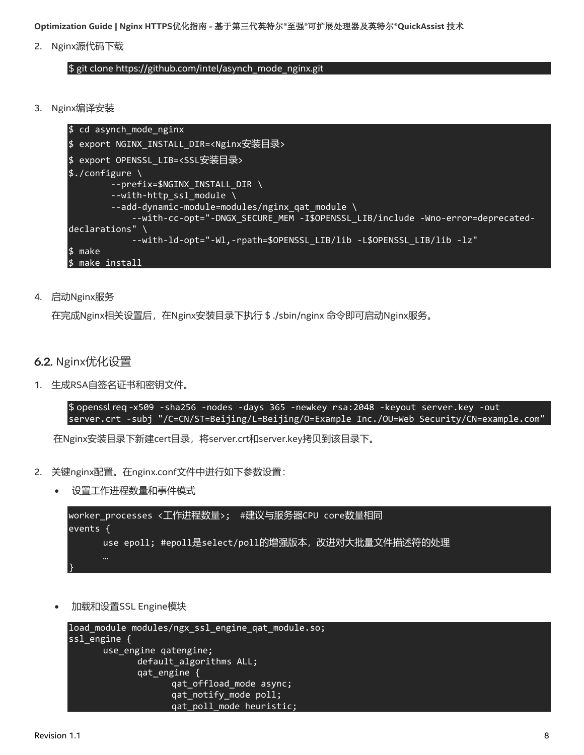2. Nginx源代码下载

```
$ git clone https://github.com/intel/asynch_mode_nginx.git
```

3. Nginx编译安装

```
$ cd asynch_mode_nginx
$ export NGINX_INSTALL_DIR=<Nginx安装目录>
$ export OPENSSL_LIB=<SSL安装目录>
$./configure \
        --prefix=$NGINX_INSTALL_DIR \
        --with-http_ssl_module \
        --add-dynamic-module=modules/nginx_qat_module \
            --with-cc-opt="-DNGX_SECURE_MEM -I$OPENSSL_LIB/include -Wno-error=deprecated-declarations" \
            --with-ld-opt="-Wl,-rpath=$OPENSSL_LIB/lib -L$OPENSSL_LIB/lib -lz"
$ make
$ make install
```

4. 启动Nginx服务

   在完成Nginx相关设置后，在Nginx安装目录下执行 $ ./sbin/nginx 命令即可启动Nginx服务。

## 6.2. Nginx优化设置

1. 生成RSA自签名证书和密钥文件。

```
$ openssl req -x509 -sha256 -nodes -days 365 -newkey rsa:2048 -keyout server.key -out server.crt -subj "/C=CN/ST=Beijing/L=Beijing/O=Example Inc./OU=Web Security/CN=example.com"
```

   在Nginx安装目录下新建cert目录，将server.crt和server.key拷贝到该目录下。

2. 关键nginx配置。在nginx.conf文件中进行如下参数设置：

   - 设置工作进程数量和事件模式

```
worker_processes <工作进程数量>;  #建议与服务器CPU core数量相同
events {
      use epoll; #epoll是select/poll的增强版本，改进对大批量文件描述符的处理
      …
}
```

   - 加载和设置SSL Engine模块

```
load_module modules/ngx_ssl_engine_qat_module.so;
ssl_engine {
      use_engine qatengine;
            default_algorithms ALL;
            qat_engine {
                  qat_offload_mode async;
                  qat_notify_mode poll;
                  qat_poll_mode heuristic;
```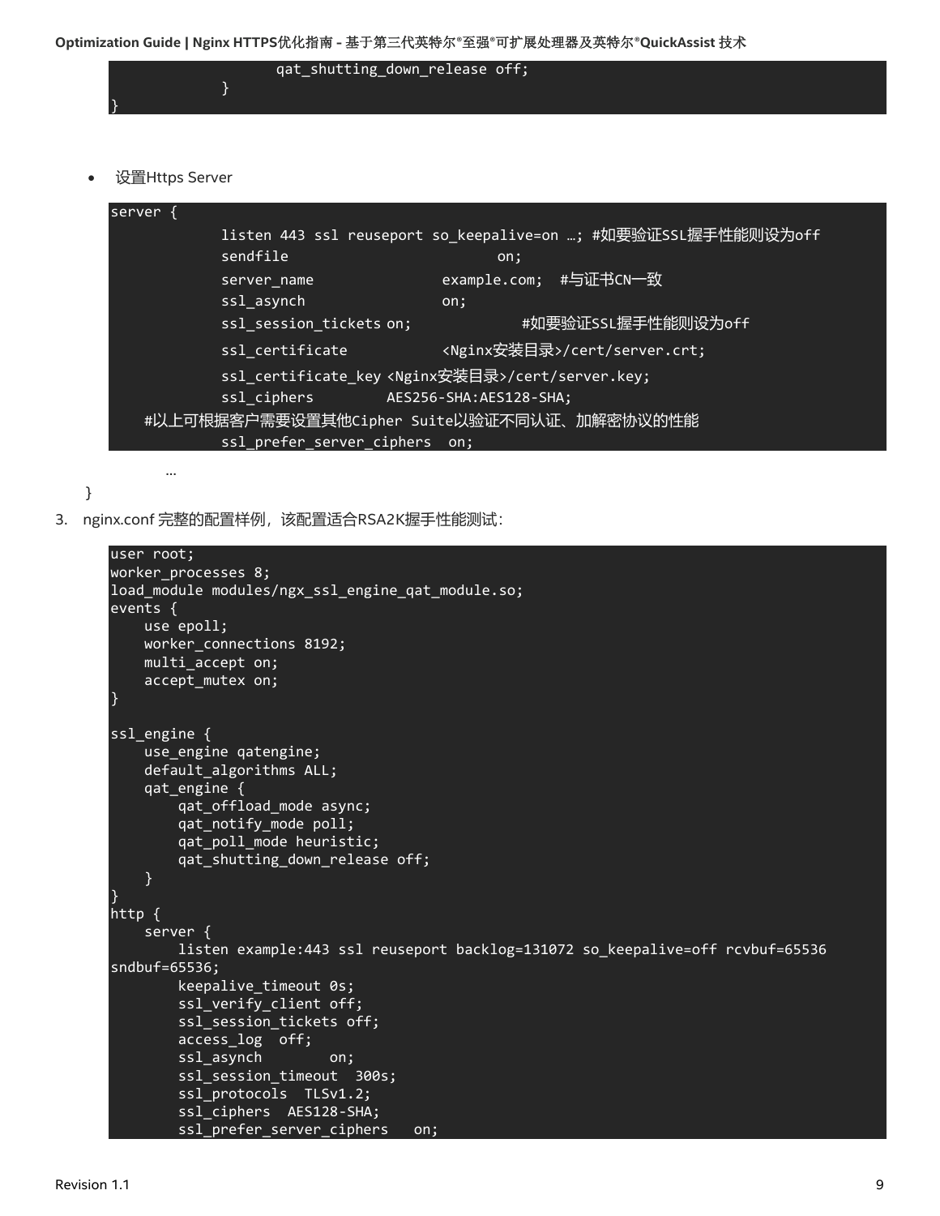```
                qat_shutting_down_release off;
            }
}
```

- 设置Https Server

```
server {
            listen 443 ssl reuseport so_keepalive=on …; #如要验证SSL握手性能则设为off
            sendfile                        on;
            server_name               example.com;  #与证书CN一致
            ssl_asynch                on;
            ssl_session_tickets on;             #如要验证SSL握手性能则设为off
            ssl_certificate           <Nginx安装目录>/cert/server.crt;
            ssl_certificate_key <Nginx安装目录>/cert/server.key;
            ssl_ciphers         AES256-SHA:AES128-SHA;
    #以上可根据客户需要设置其他Cipher Suite以验证不同认证、加解密协议的性能
            ssl_prefer_server_ciphers  on;
```

…

}

3. nginx.conf 完整的配置样例，该配置适合RSA2K握手性能测试：

```
user root;
worker_processes 8;
load_module modules/ngx_ssl_engine_qat_module.so;
events {
    use epoll;
    worker_connections 8192;
    multi_accept on;
    accept_mutex on;
}

ssl_engine {
    use_engine qatengine;
    default_algorithms ALL;
    qat_engine {
        qat_offload_mode async;
        qat_notify_mode poll;
        qat_poll_mode heuristic;
        qat_shutting_down_release off;
    }
}
http {
    server {
        listen example:443 ssl reuseport backlog=131072 so_keepalive=off rcvbuf=65536
sndbuf=65536;
        keepalive_timeout 0s;
        ssl_verify_client off;
        ssl_session_tickets off;
        access_log  off;
        ssl_asynch        on;
        ssl_session_timeout  300s;
        ssl_protocols  TLSv1.2;
        ssl_ciphers  AES128-SHA;
        ssl_prefer_server_ciphers   on;
```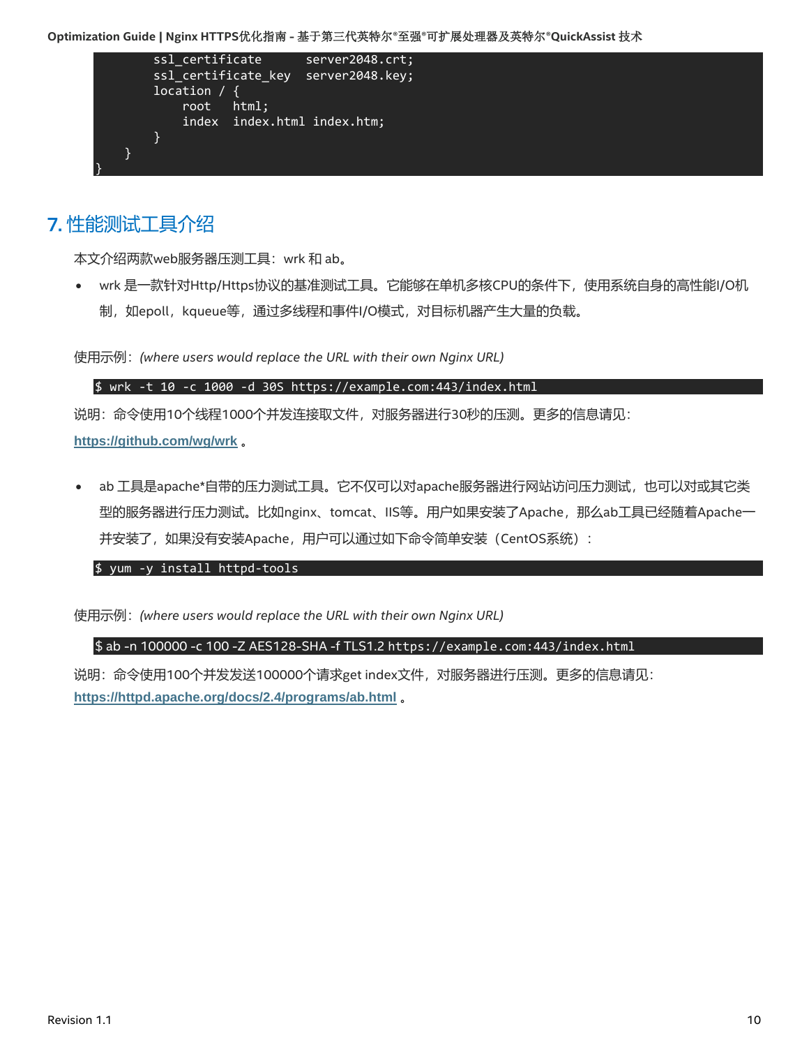```
        ssl_certificate      server2048.crt;
        ssl_certificate_key  server2048.key;
        location / {
            root   html;
            index  index.html index.htm;
        }
    }
}
```

## 7. 性能测试工具介绍

本文介绍两款web服务器压测工具：wrk 和 ab。

- wrk 是一款针对Http/Https协议的基准测试工具。它能够在单机多核CPU的条件下，使用系统自身的高性能I/O机制，如epoll，kqueue等，通过多线程和事件I/O模式，对目标机器产生大量的负载。

使用示例：*(where users would replace the URL with their own Nginx URL)*

```
$ wrk -t 10 -c 1000 -d 30S https://example.com:443/index.html
```

说明：命令使用10个线程1000个并发连接取文件，对服务器进行30秒的压测。更多的信息请见：https://github.com/wg/wrk 。

- ab 工具是apache*自带的压力测试工具。它不仅可以对apache服务器进行网站访问压力测试，也可以对或其它类型的服务器进行压力测试。比如nginx、tomcat、IIS等。用户如果安装了Apache，那么ab工具已经随着Apache一并安装了，如果没有安装Apache，用户可以通过如下命令简单安装（CentOS系统）：

```
$ yum -y install httpd-tools
```

使用示例：*(where users would replace the URL with their own Nginx URL)*

```
$ ab -n 100000 -c 100 -Z AES128-SHA -f TLS1.2 https://example.com:443/index.html
```

说明：命令使用100个并发发送100000个请求get index文件，对服务器进行压测。更多的信息请见：https://httpd.apache.org/docs/2.4/programs/ab.html 。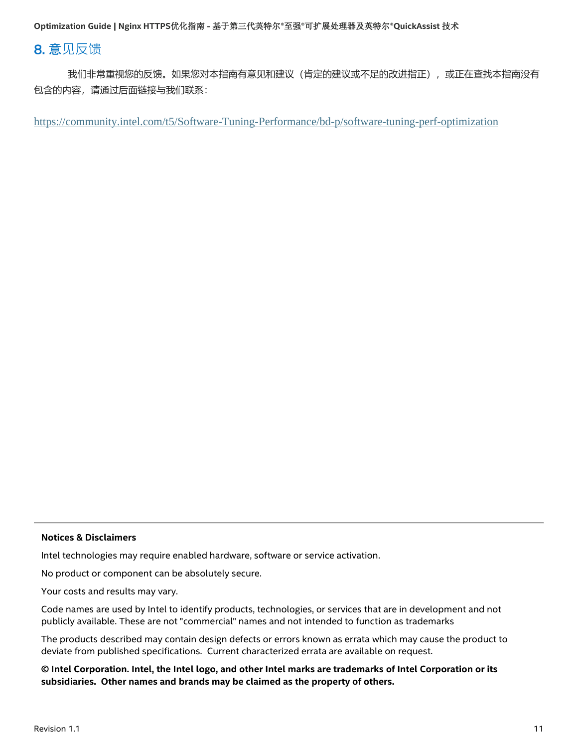## 8. 意见反馈

我们非常重视您的反馈。如果您对本指南有意见和建议（肯定的建议或不足的改进指正），或正在查找本指南没有包含的内容，请通过后面链接与我们联系：

https://community.intel.com/t5/Software-Tuning-Performance/bd-p/software-tuning-perf-optimization

**Notices & Disclaimers**

Intel technologies may require enabled hardware, software or service activation.

No product or component can be absolutely secure.

Your costs and results may vary.

Code names are used by Intel to identify products, technologies, or services that are in development and not publicly available. These are not "commercial" names and not intended to function as trademarks

The products described may contain design defects or errors known as errata which may cause the product to deviate from published specifications. Current characterized errata are available on request.

**© Intel Corporation. Intel, the Intel logo, and other Intel marks are trademarks of Intel Corporation or its subsidiaries. Other names and brands may be claimed as the property of others.**

Revision 1.1